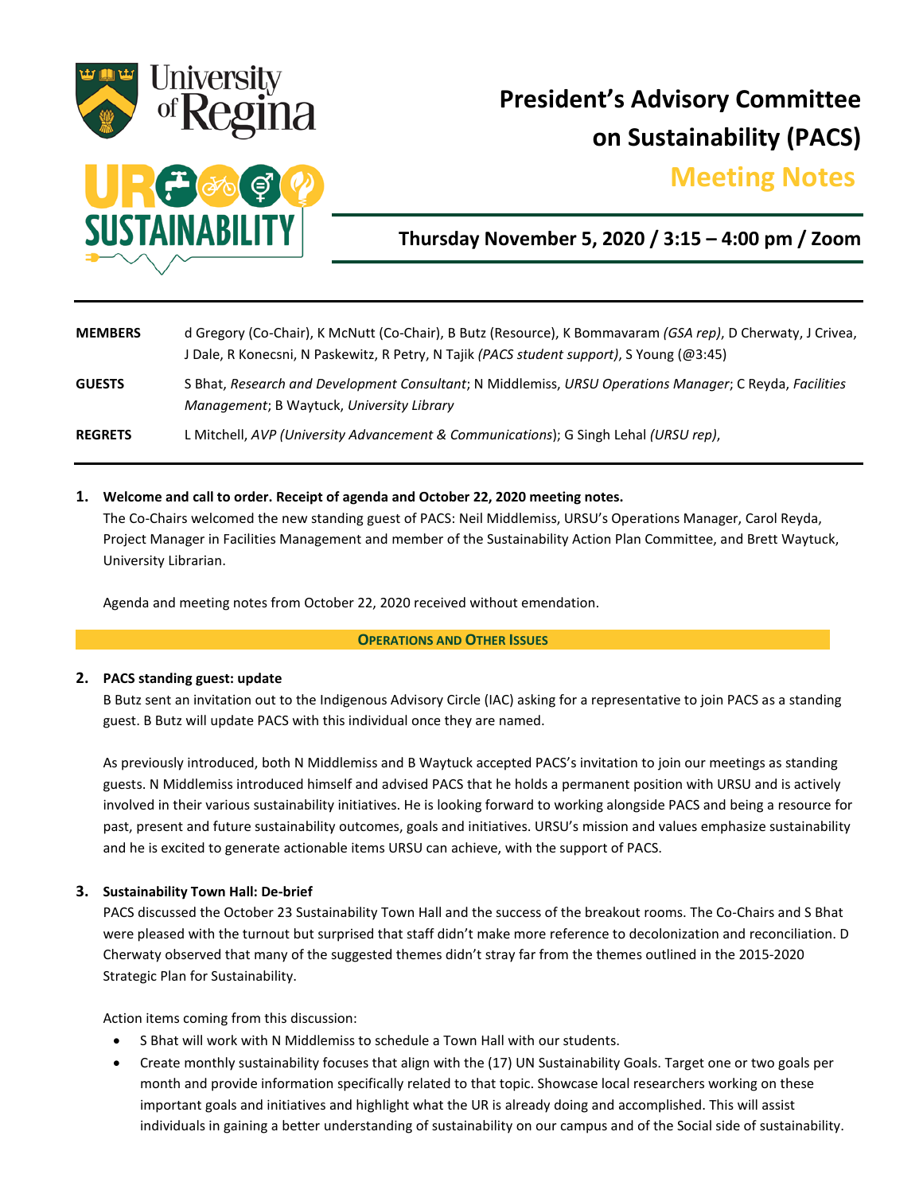# President's Advisory Committee on Sustainability (PACS)

## Meeting Notes

**Thursday November 5, 2020 / 3:15 – 4:00 pm / Zoom**

| | |
|---|---|
| **MEMBERS** | d Gregory (Co-Chair), K McNutt (Co-Chair), B Butz (Resource), K Bommavaram *(GSA rep)*, D Cherwaty, J Crivea, J Dale, R Konecsni, N Paskewitz, R Petry, N Tajik *(PACS student support)*, S Young (@3:45) |
| **GUESTS** | S Bhat, *Research and Development Consultant*; N Middlemiss, *URSU Operations Manager*; C Reyda, *Facilities Management*; B Waytuck, *University Library* |
| **REGRETS** | L Mitchell, *AVP (University Advancement & Communications)*; G Singh Lehal *(URSU rep)*, |

**1. Welcome and call to order. Receipt of agenda and October 22, 2020 meeting notes.**

The Co-Chairs welcomed the new standing guest of PACS: Neil Middlemiss, URSU's Operations Manager, Carol Reyda, Project Manager in Facilities Management and member of the Sustainability Action Plan Committee, and Brett Waytuck, University Librarian.

Agenda and meeting notes from October 22, 2020 received without emendation.

**OPERATIONS AND OTHER ISSUES**

**2. PACS standing guest: update**

B Butz sent an invitation out to the Indigenous Advisory Circle (IAC) asking for a representative to join PACS as a standing guest. B Butz will update PACS with this individual once they are named.

As previously introduced, both N Middlemiss and B Waytuck accepted PACS's invitation to join our meetings as standing guests. N Middlemiss introduced himself and advised PACS that he holds a permanent position with URSU and is actively involved in their various sustainability initiatives. He is looking forward to working alongside PACS and being a resource for past, present and future sustainability outcomes, goals and initiatives. URSU's mission and values emphasize sustainability and he is excited to generate actionable items URSU can achieve, with the support of PACS.

**3. Sustainability Town Hall: De-brief**

PACS discussed the October 23 Sustainability Town Hall and the success of the breakout rooms. The Co-Chairs and S Bhat were pleased with the turnout but surprised that staff didn't make more reference to decolonization and reconciliation. D Cherwaty observed that many of the suggested themes didn't stray far from the themes outlined in the 2015-2020 Strategic Plan for Sustainability.

Action items coming from this discussion:

- S Bhat will work with N Middlemiss to schedule a Town Hall with our students.
- Create monthly sustainability focuses that align with the (17) UN Sustainability Goals. Target one or two goals per month and provide information specifically related to that topic. Showcase local researchers working on these important goals and initiatives and highlight what the UR is already doing and accomplished. This will assist individuals in gaining a better understanding of sustainability on our campus and of the Social side of sustainability.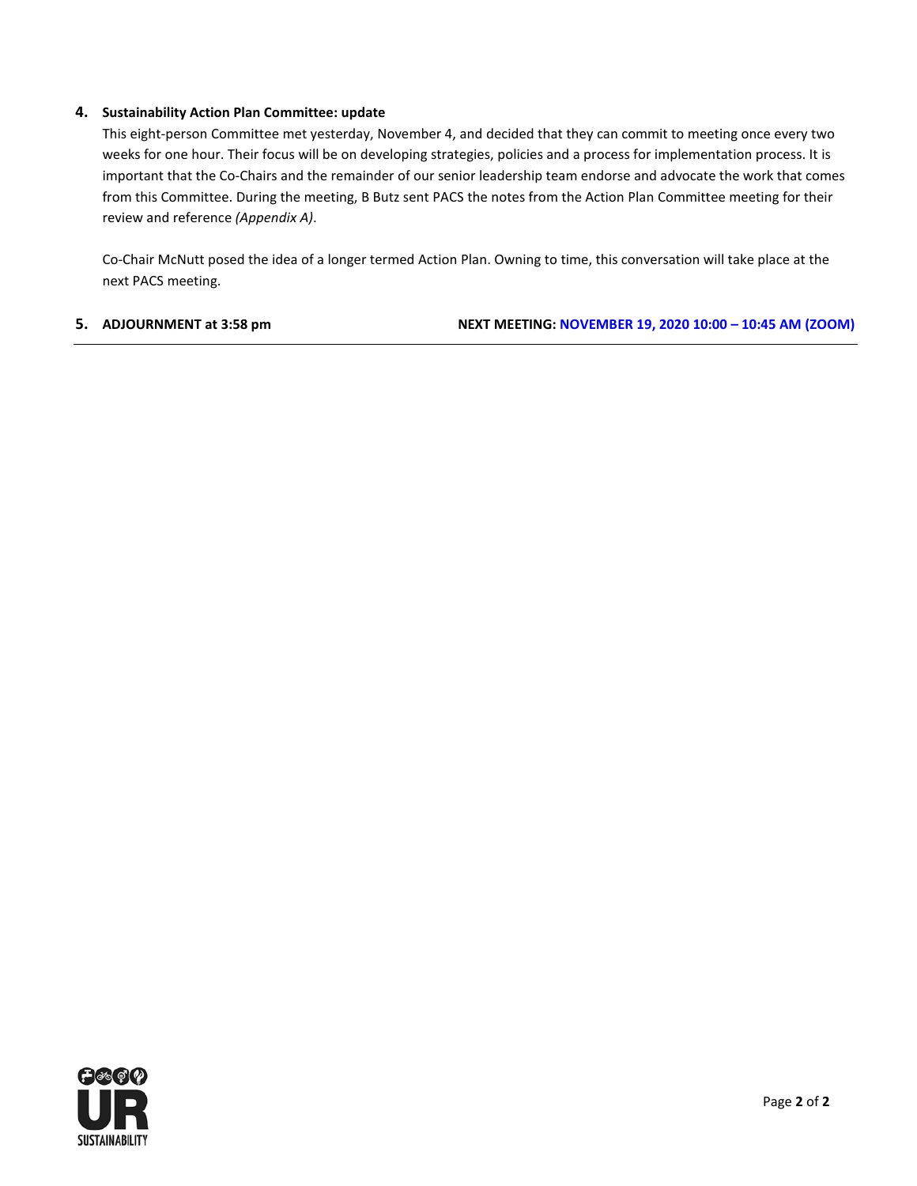**4. Sustainability Action Plan Committee: update**

This eight-person Committee met yesterday, November 4, and decided that they can commit to meeting once every two weeks for one hour. Their focus will be on developing strategies, policies and a process for implementation process. It is important that the Co-Chairs and the remainder of our senior leadership team endorse and advocate the work that comes from this Committee. During the meeting, B Butz sent PACS the notes from the Action Plan Committee meeting for their review and reference *(Appendix A)*.

Co-Chair McNutt posed the idea of a longer termed Action Plan. Owning to time, this conversation will take place at the next PACS meeting.

**5. ADJOURNMENT at 3:58 pm** **NEXT MEETING: NOVEMBER 19, 2020 10:00 – 10:45 AM (ZOOM)**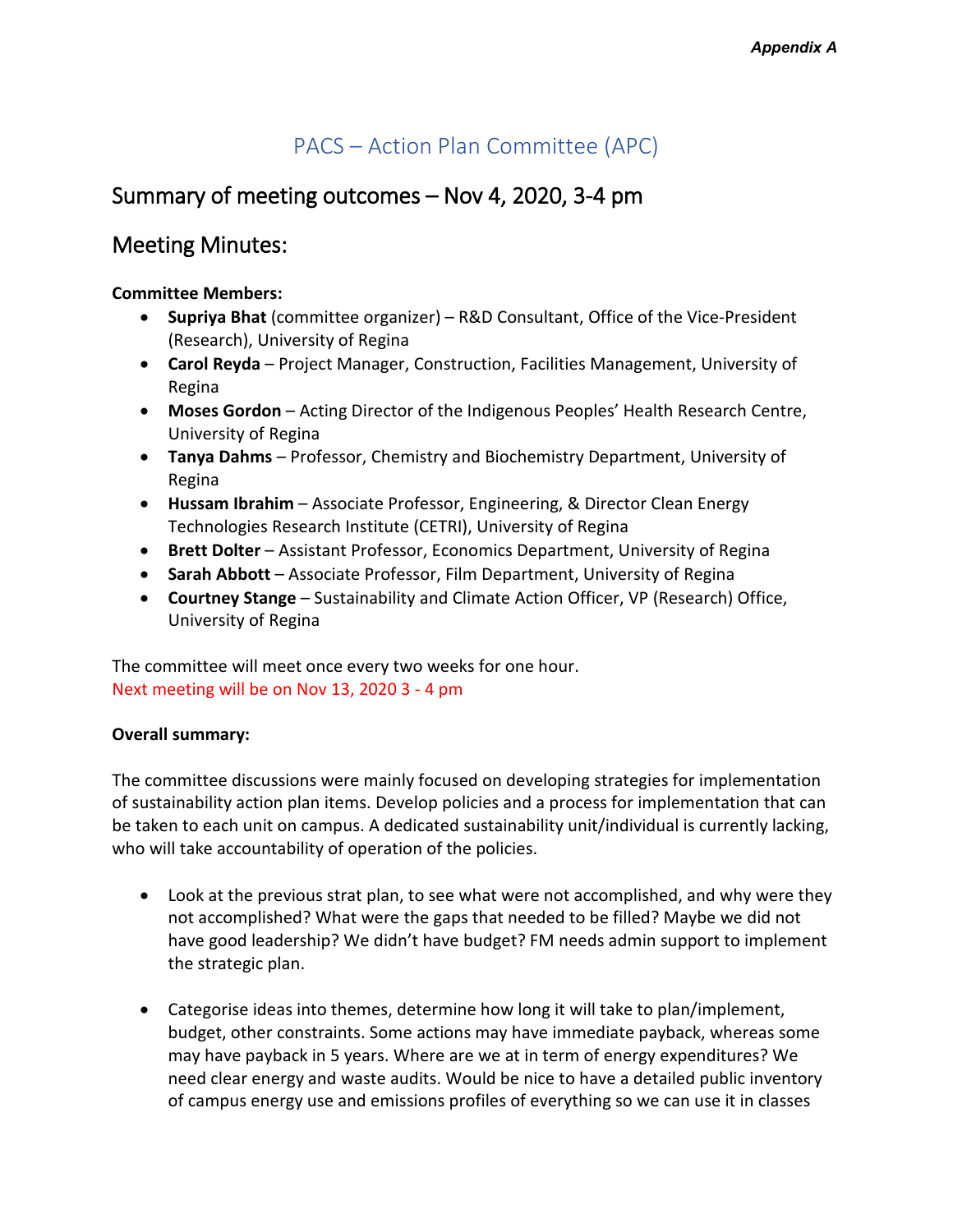*Appendix A*

# PACS – Action Plan Committee (APC)

## Summary of meeting outcomes – Nov 4, 2020, 3-4 pm

## Meeting Minutes:

**Committee Members:**

- **Supriya Bhat** (committee organizer) – R&D Consultant, Office of the Vice-President (Research), University of Regina
- **Carol Reyda** – Project Manager, Construction, Facilities Management, University of Regina
- **Moses Gordon** – Acting Director of the Indigenous Peoples' Health Research Centre, University of Regina
- **Tanya Dahms** – Professor, Chemistry and Biochemistry Department, University of Regina
- **Hussam Ibrahim** – Associate Professor, Engineering, & Director Clean Energy Technologies Research Institute (CETRI), University of Regina
- **Brett Dolter** – Assistant Professor, Economics Department, University of Regina
- **Sarah Abbott** – Associate Professor, Film Department, University of Regina
- **Courtney Stange** – Sustainability and Climate Action Officer, VP (Research) Office, University of Regina

The committee will meet once every two weeks for one hour.
Next meeting will be on Nov 13, 2020 3 - 4 pm

**Overall summary:**

The committee discussions were mainly focused on developing strategies for implementation of sustainability action plan items. Develop policies and a process for implementation that can be taken to each unit on campus. A dedicated sustainability unit/individual is currently lacking, who will take accountability of operation of the policies.

- Look at the previous strat plan, to see what were not accomplished, and why were they not accomplished? What were the gaps that needed to be filled? Maybe we did not have good leadership? We didn't have budget? FM needs admin support to implement the strategic plan.

- Categorise ideas into themes, determine how long it will take to plan/implement, budget, other constraints. Some actions may have immediate payback, whereas some may have payback in 5 years. Where are we at in term of energy expenditures? We need clear energy and waste audits. Would be nice to have a detailed public inventory of campus energy use and emissions profiles of everything so we can use it in classes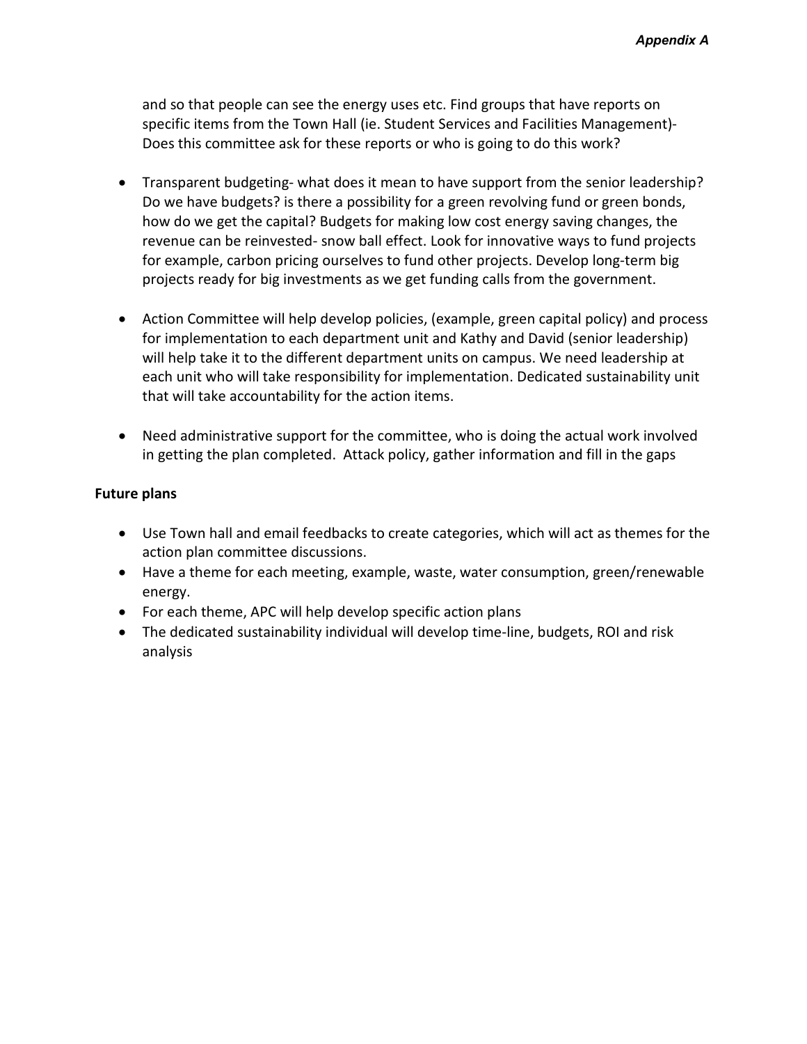and so that people can see the energy uses etc. Find groups that have reports on specific items from the Town Hall (ie. Student Services and Facilities Management)- Does this committee ask for these reports or who is going to do this work?

- Transparent budgeting- what does it mean to have support from the senior leadership? Do we have budgets? is there a possibility for a green revolving fund or green bonds, how do we get the capital? Budgets for making low cost energy saving changes, the revenue can be reinvested- snow ball effect. Look for innovative ways to fund projects for example, carbon pricing ourselves to fund other projects. Develop long-term big projects ready for big investments as we get funding calls from the government.

- Action Committee will help develop policies, (example, green capital policy) and process for implementation to each department unit and Kathy and David (senior leadership) will help take it to the different department units on campus. We need leadership at each unit who will take responsibility for implementation. Dedicated sustainability unit that will take accountability for the action items.

- Need administrative support for the committee, who is doing the actual work involved in getting the plan completed. Attack policy, gather information and fill in the gaps

**Future plans**

- Use Town hall and email feedbacks to create categories, which will act as themes for the action plan committee discussions.
- Have a theme for each meeting, example, waste, water consumption, green/renewable energy.
- For each theme, APC will help develop specific action plans
- The dedicated sustainability individual will develop time-line, budgets, ROI and risk analysis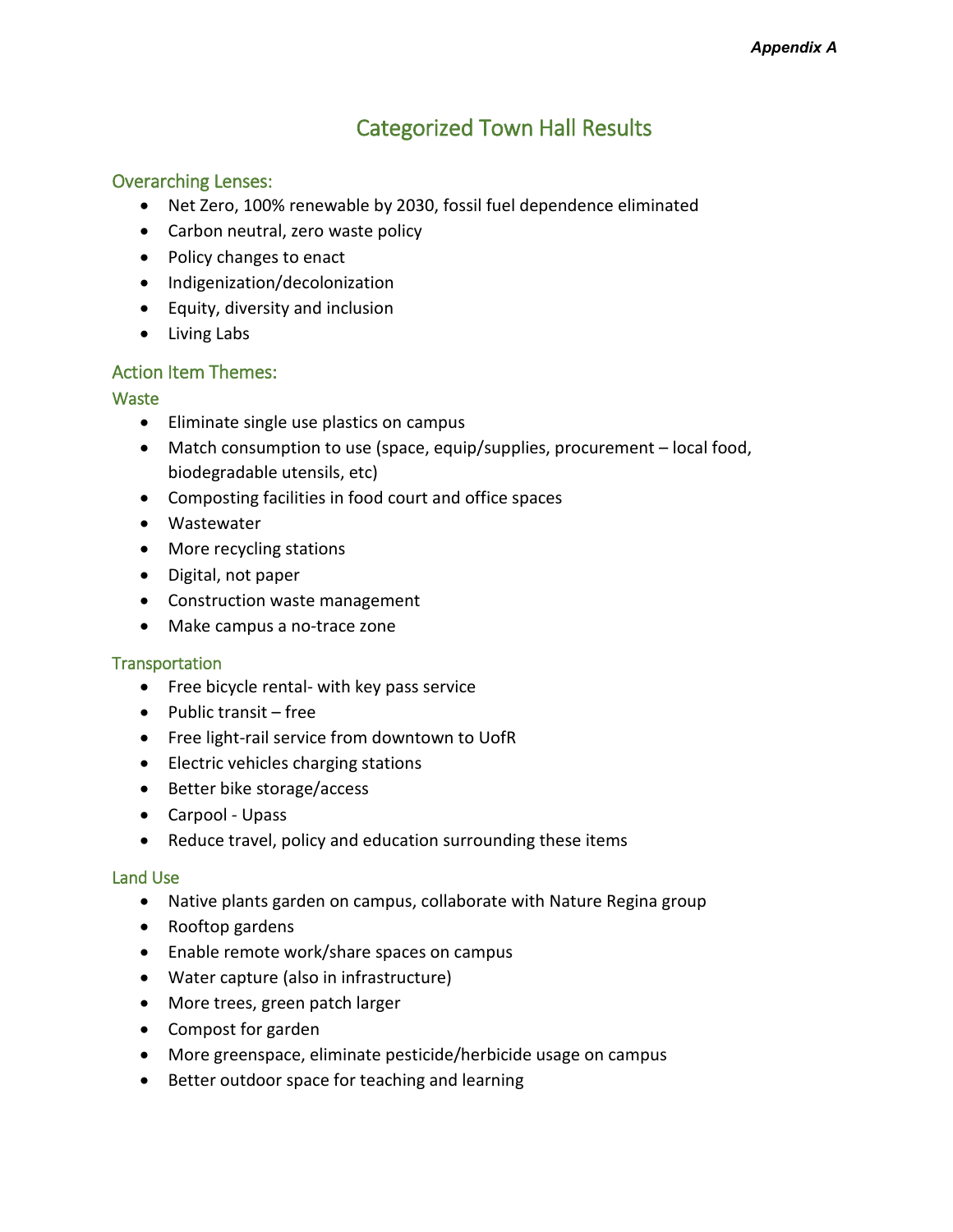*Appendix A*

# Categorized Town Hall Results

## Overarching Lenses:

- Net Zero, 100% renewable by 2030, fossil fuel dependence eliminated
- Carbon neutral, zero waste policy
- Policy changes to enact
- Indigenization/decolonization
- Equity, diversity and inclusion
- Living Labs

## Action Item Themes:

### Waste

- Eliminate single use plastics on campus
- Match consumption to use (space, equip/supplies, procurement – local food, biodegradable utensils, etc)
- Composting facilities in food court and office spaces
- Wastewater
- More recycling stations
- Digital, not paper
- Construction waste management
- Make campus a no-trace zone

### Transportation

- Free bicycle rental- with key pass service
- Public transit – free
- Free light-rail service from downtown to UofR
- Electric vehicles charging stations
- Better bike storage/access
- Carpool - Upass
- Reduce travel, policy and education surrounding these items

### Land Use

- Native plants garden on campus, collaborate with Nature Regina group
- Rooftop gardens
- Enable remote work/share spaces on campus
- Water capture (also in infrastructure)
- More trees, green patch larger
- Compost for garden
- More greenspace, eliminate pesticide/herbicide usage on campus
- Better outdoor space for teaching and learning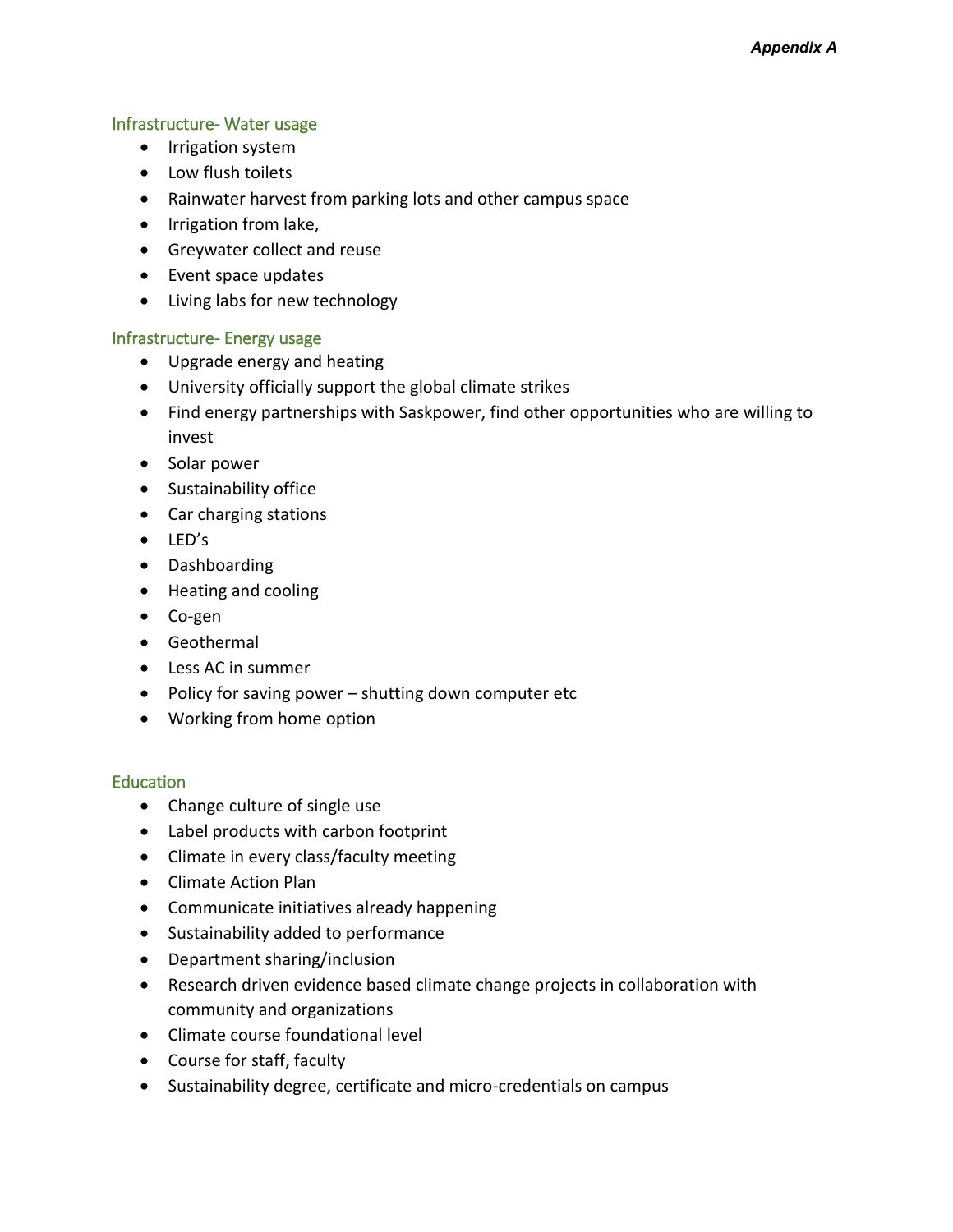*Appendix A*

### Infrastructure- Water usage

- Irrigation system
- Low flush toilets
- Rainwater harvest from parking lots and other campus space
- Irrigation from lake,
- Greywater collect and reuse
- Event space updates
- Living labs for new technology

### Infrastructure- Energy usage

- Upgrade energy and heating
- University officially support the global climate strikes
- Find energy partnerships with Saskpower, find other opportunities who are willing to invest
- Solar power
- Sustainability office
- Car charging stations
- LED's
- Dashboarding
- Heating and cooling
- Co-gen
- Geothermal
- Less AC in summer
- Policy for saving power – shutting down computer etc
- Working from home option

### Education

- Change culture of single use
- Label products with carbon footprint
- Climate in every class/faculty meeting
- Climate Action Plan
- Communicate initiatives already happening
- Sustainability added to performance
- Department sharing/inclusion
- Research driven evidence based climate change projects in collaboration with community and organizations
- Climate course foundational level
- Course for staff, faculty
- Sustainability degree, certificate and micro-credentials on campus